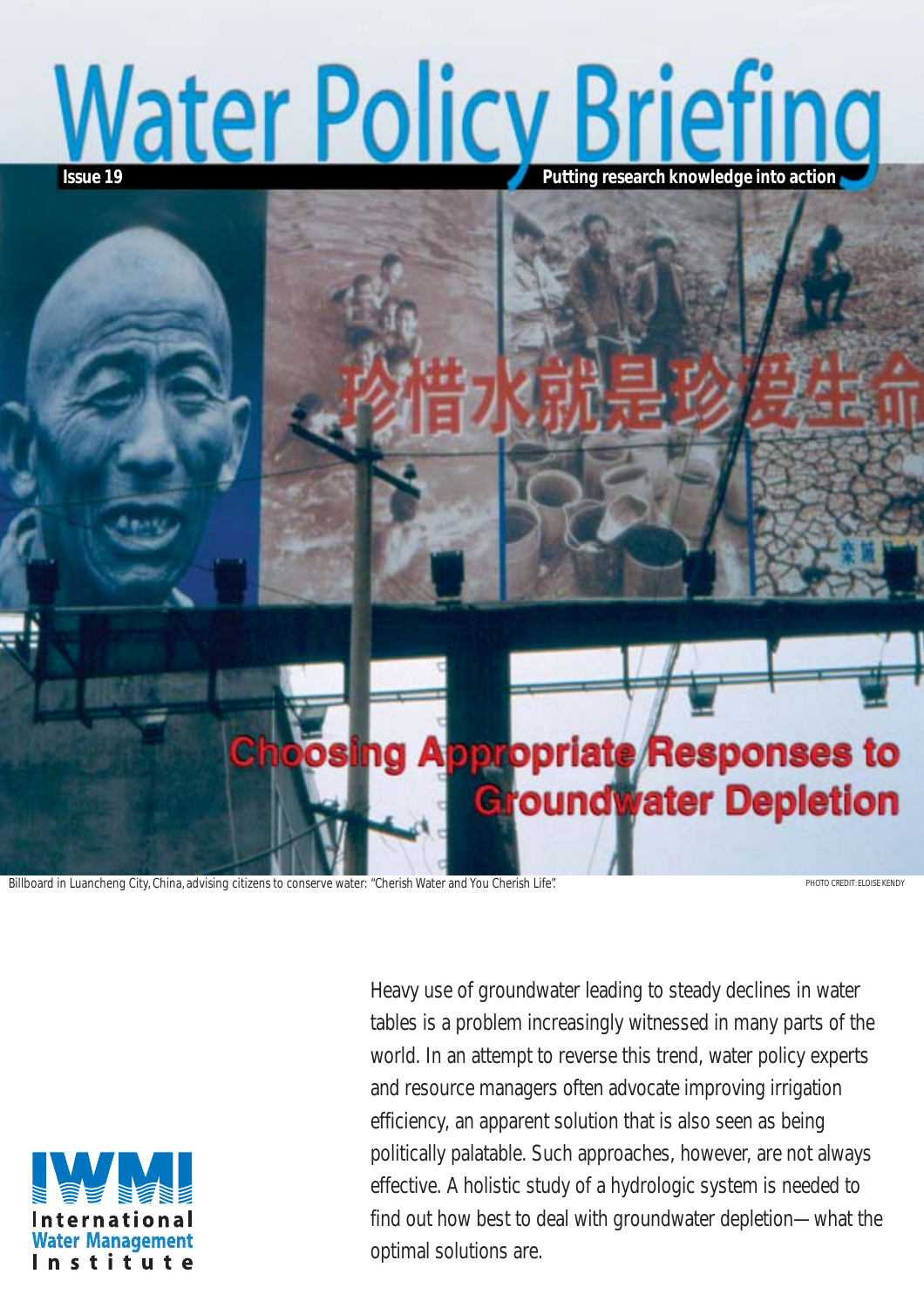# Water Policy Briefing

**Issue 19**

**Putting research knowledge into action**

## Choosing Appropriate Responses to Groundwater Depletion

Billboard in Luancheng City, China, advising citizens to conserve water: "Cherish Water and You Cherish Life".

PHOTO CREDIT: ELOISE KENDY

Heavy use of groundwater leading to steady declines in water tables is a problem increasingly witnessed in many parts of the world. In an attempt to reverse this trend, water policy experts and resource managers often advocate improving irrigation efficiency, an apparent solution that is also seen as being politically palatable. Such approaches, however, are not always effective. A holistic study of a hydrologic system is needed to find out how best to deal with groundwater depletion—what the optimal solutions are.

International Water Management Institute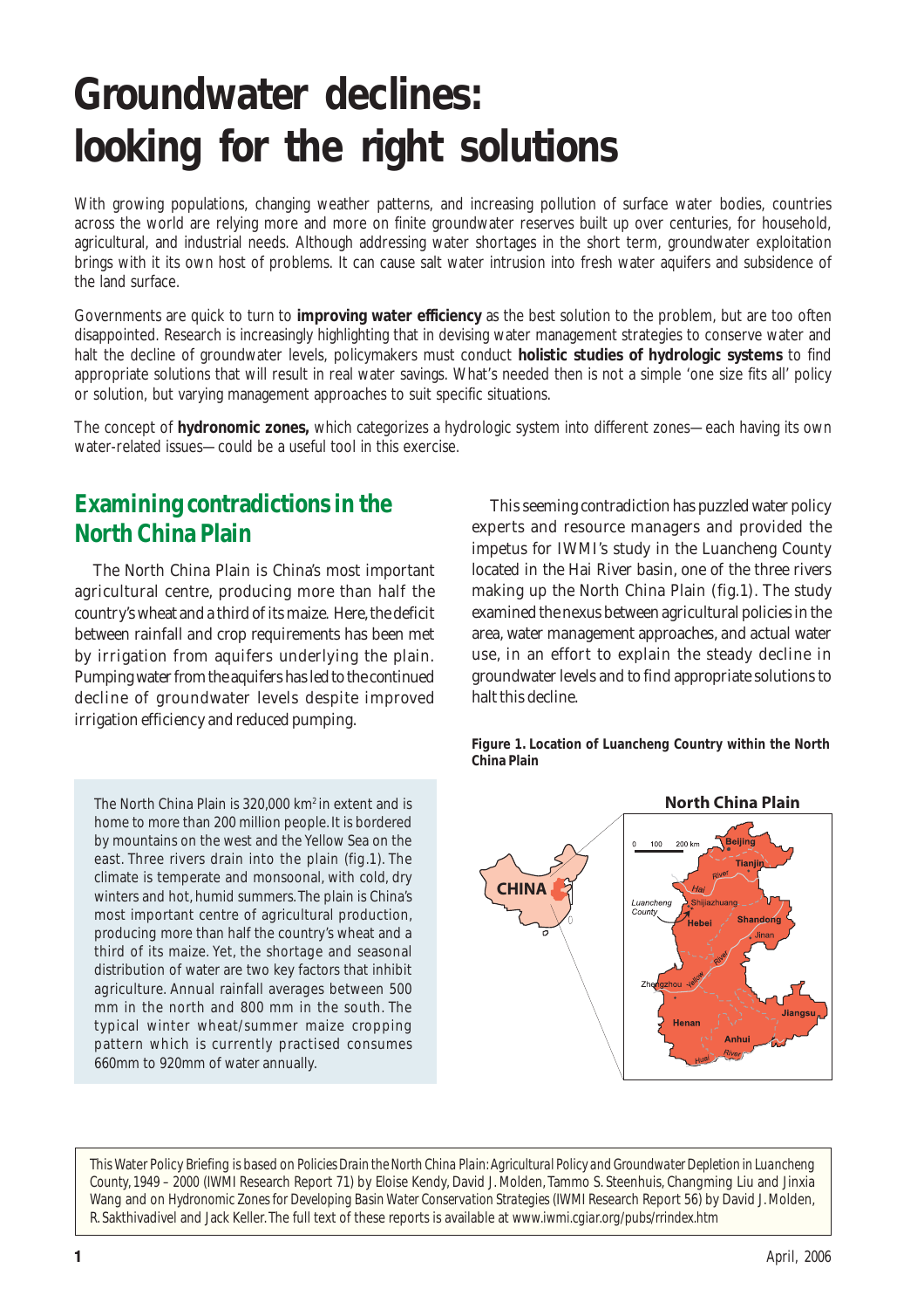# Groundwater declines: looking for the right solutions

With growing populations, changing weather patterns, and increasing pollution of surface water bodies, countries across the world are relying more and more on finite groundwater reserves built up over centuries, for household, agricultural, and industrial needs. Although addressing water shortages in the short term, groundwater exploitation brings with it its own host of problems. It can cause salt water intrusion into fresh water aquifers and subsidence of the land surface.

Governments are quick to turn to **improving water efficiency** as the best solution to the problem, but are too often disappointed. Research is increasingly highlighting that in devising water management strategies to conserve water and halt the decline of groundwater levels, policymakers must conduct **holistic studies of hydrologic systems** to find appropriate solutions that will result in real water savings. What's needed then is not a simple 'one size fits all' policy or solution, but varying management approaches to suit specific situations.

The concept of **hydronomic zones,** which categorizes a hydrologic system into different zones—each having its own water-related issues—could be a useful tool in this exercise.

## Examining contradictions in the North China Plain

The North China Plain is China's most important agricultural centre, producing more than half the country's wheat and a third of its maize. Here, the deficit between rainfall and crop requirements has been met by irrigation from aquifers underlying the plain. Pumping water from the aquifers has led to the continued decline of groundwater levels despite improved irrigation efficiency and reduced pumping.

This seeming contradiction has puzzled water policy experts and resource managers and provided the impetus for IWMI's study in the Luancheng County located in the Hai River basin, one of the three rivers making up the North China Plain (fig.1). The study examined the nexus between agricultural policies in the area, water management approaches, and actual water use, in an effort to explain the steady decline in groundwater levels and to find appropriate solutions to halt this decline.

> The North China Plain is 320,000 km² in extent and is home to more than 200 million people. It is bordered by mountains on the west and the Yellow Sea on the east. Three rivers drain into the plain (fig.1). The climate is temperate and monsoonal, with cold, dry winters and hot, humid summers. The plain is China's most important centre of agricultural production, producing more than half the country's wheat and a third of its maize. Yet, the shortage and seasonal distribution of water are two key factors that inhibit agriculture. Annual rainfall averages between 500 mm in the north and 800 mm in the south. The typical winter wheat/summer maize cropping pattern which is currently practised consumes 660mm to 920mm of water annually.

**Figure 1. Location of Luancheng Country within the North China Plain**

This Water Policy Briefing is based on *Policies Drain the North China Plain: Agricultural Policy and Groundwater Depletion in Luancheng County, 1949 – 2000* (IWMI Research Report 71) by Eloise Kendy, David J. Molden, Tammo S. Steenhuis, Changming Liu and Jinxia Wang and on *Hydronomic Zones for Developing Basin Water Conservation Strategies* (IWMI Research Report 56) by David J. Molden, R. Sakthivadivel and Jack Keller. The full text of these reports is available at www.iwmi.cgiar.org/pubs/rrindex.htm

April, 2006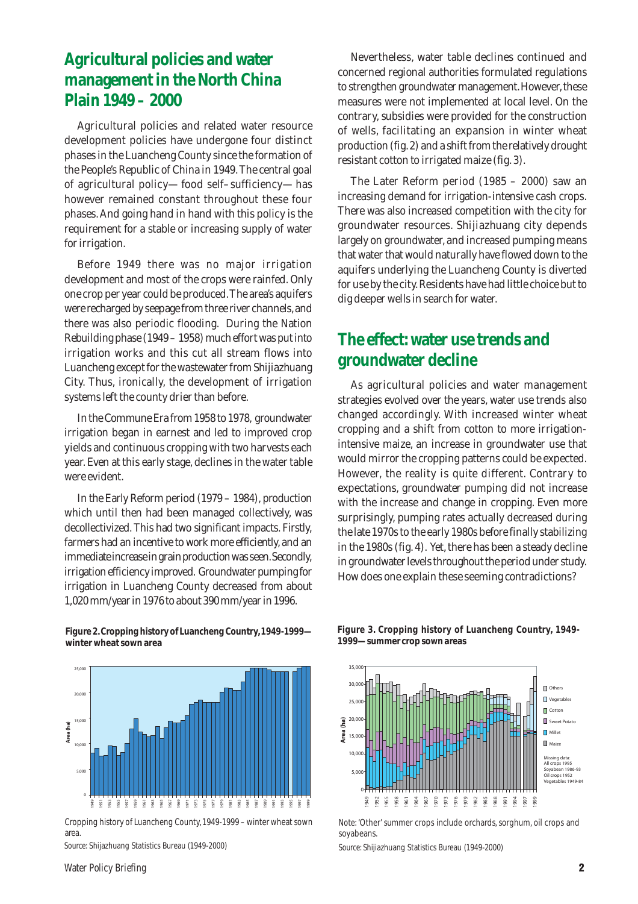## Agricultural policies and water management in the North China Plain 1949 – 2000

Agricultural policies and related water resource development policies have undergone four distinct phases in the Luancheng County since the formation of the People's Republic of China in 1949. The central goal of agricultural policy— food self–sufficiency— has however remained constant throughout these four phases. And going hand in hand with this policy is the requirement for a stable or increasing supply of water for irrigation.

Before 1949 there was no major irrigation development and most of the crops were rainfed. Only one crop per year could be produced. The area's aquifers were recharged by seepage from three river channels, and there was also periodic flooding. During the Nation Rebuilding phase (1949 – 1958) much effort was put into irrigation works and this cut all stream flows into Luancheng except for the wastewater from Shijiazhuang City. Thus, ironically, the development of irrigation systems left the county drier than before.

In the Commune Era from 1958 to 1978, groundwater irrigation began in earnest and led to improved crop yields and continuous cropping with two harvests each year. Even at this early stage, declines in the water table were evident.

In the Early Reform period (1979 – 1984), production which until then had been managed collectively, was decollectivized. This had two significant impacts. Firstly, farmers had an incentive to work more efficiently, and an immediate increase in grain production was seen. Secondly, irrigation efficiency improved. Groundwater pumping for irrigation in Luancheng County decreased from about 1,020 mm/year in 1976 to about 390 mm/year in 1996.

Nevertheless, water table declines continued and concerned regional authorities formulated regulations to strengthen groundwater management. However, these measures were not implemented at local level. On the contrary, subsidies were provided for the construction of wells, facilitating an expansion in winter wheat production (fig. 2) and a shift from the relatively drought resistant cotton to irrigated maize (fig. 3).

The Later Reform period (1985 – 2000) saw an increasing demand for irrigation-intensive cash crops. There was also increased competition with the city for groundwater resources. Shijiazhuang city depends largely on groundwater, and increased pumping means that water that would naturally have flowed down to the aquifers underlying the Luancheng County is diverted for use by the city. Residents have had little choice but to dig deeper wells in search for water.

## The effect: water use trends and groundwater decline

As agricultural policies and water management strategies evolved over the years, water use trends also changed accordingly. With increased winter wheat cropping and a shift from cotton to more irrigation-intensive maize, an increase in groundwater use that would mirror the cropping patterns could be expected. However, the reality is quite different. Contrary to expectations, groundwater pumping did not increase with the increase and change in cropping. Even more surprisingly, pumping rates actually decreased during the late 1970s to the early 1980s before finally stabilizing in the 1980s (fig. 4). Yet, there has been a steady decline in groundwater levels throughout the period under study. How does one explain these seeming contradictions?

**Figure 2. Cropping history of Luancheng Country, 1949-1999— winter wheat sown area**

Cropping history of Luancheng County, 1949-1999 – winter wheat sown area.

Source: Shijazhuang Statistics Bureau (1949-2000)

**Figure 3. Cropping history of Luancheng Country, 1949-1999—summer crop sown areas**

Note: 'Other' summer crops include orchards, sorghum, oil crops and soyabeans.

Source: Shijiazhuang Statistics Bureau (1949-2000)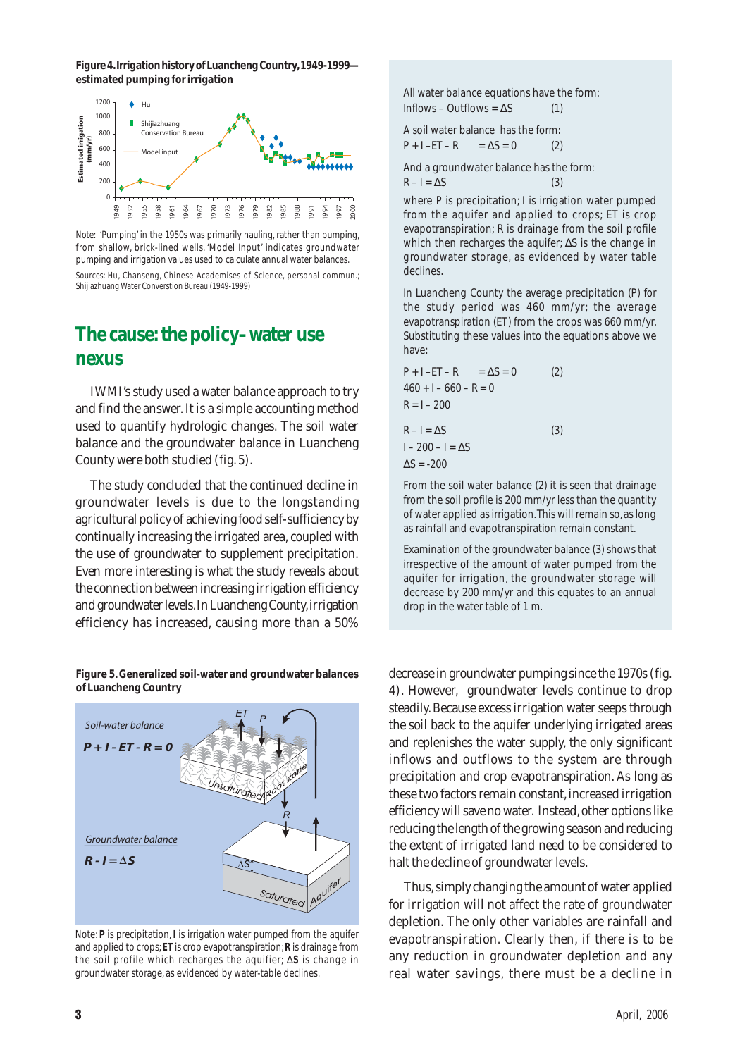**Figure 4. Irrigation history of Luancheng Country, 1949-1999—estimated pumping for irrigation**

Note: 'Pumping' in the 1950s was primarily hauling, rather than pumping, from shallow, brick-lined wells. 'Model Input' indicates groundwater pumping and irrigation values used to calculate annual water balances.

Sources: Hu, Chanseng, Chinese Academises of Science, personal commun.; Shijiazhuang Water Converstion Bureau (1949-1999)

## The cause: the policy–water use nexus

IWMI's study used a water balance approach to try and find the answer. It is a simple accounting method used to quantify hydrologic changes. The soil water balance and the groundwater balance in Luancheng County were both studied (fig. 5).

The study concluded that the continued decline in groundwater levels is due to the longstanding agricultural policy of achieving food self-sufficiency by continually increasing the irrigated area, coupled with the use of groundwater to supplement precipitation. Even more interesting is what the study reveals about the connection between increasing irrigation efficiency and groundwater levels. In Luancheng County, irrigation efficiency has increased, causing more than a 50% decrease in groundwater pumping since the 1970s (fig. 4). However, groundwater levels continue to drop steadily. Because excess irrigation water seeps through the soil back to the aquifer underlying irrigated areas and replenishes the water supply, the only significant inflows and outflows to the system are through precipitation and crop evapotranspiration. As long as these two factors remain constant, increased irrigation efficiency will save no water. Instead, other options like reducing the length of the growing season and reducing the extent of irrigated land need to be considered to halt the decline of groundwater levels.

Thus, simply changing the amount of water applied for irrigation will not affect the rate of groundwater depletion. The only other variables are rainfall and evapotranspiration. Clearly then, if there is to be any reduction in groundwater depletion and any real water savings, there must be a decline in

---

All water balance equations have the form:

Inflows – Outflows = $\Delta S$ (1)

A soil water balance has the form:

$P + I - ET - R = \Delta S = 0$ (2)

And a groundwater balance has the form:

$R - I = \Delta S$ (3)

where P is precipitation; I is irrigation water pumped from the aquifer and applied to crops; ET is crop evapotranspiration; R is drainage from the soil profile which then recharges the aquifer; $\Delta S$ is the change in groundwater storage, as evidenced by water table declines.

In Luancheng County the average precipitation (P) for the study period was 460 mm/yr; the average evapotranspiration (ET) from the crops was 660 mm/yr. Substituting these values into the equations above we have:

$P + I - ET - R = \Delta S = 0$ (2)

$460 + I - 660 - R = 0$

$R = I - 200$

$R - I = \Delta S$ (3)

$I - 200 - I = \Delta S$

$\Delta S = -200$

From the soil water balance (2) it is seen that drainage from the soil profile is 200 mm/yr less than the quantity of water applied as irrigation. This will remain so, as long as rainfall and evapotranspiration remain constant.

Examination of the groundwater balance (3) shows that irrespective of the amount of water pumped from the aquifer for irrigation, the groundwater storage will decrease by 200 mm/yr and this equates to an annual drop in the water table of 1 m.

---

**Figure 5. Generalized soil-water and groundwater balances of Luancheng Country**

Note: **P** is precipitation, **I** is irrigation water pumped from the aquifer and applied to crops; **ET** is crop evapotranspiration; **R** is drainage from the soil profile which recharges the aquifer; $\Delta$**S** is change in groundwater storage, as evidenced by water-table declines.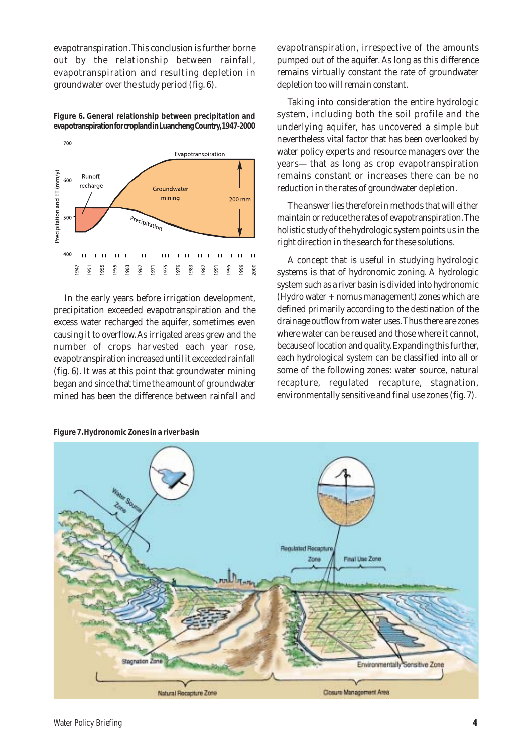evapotranspiration. This conclusion is further borne out by the relationship between rainfall, evapotranspiration and resulting depletion in groundwater over the study period (fig. 6).

**Figure 6. General relationship between precipitation and evapotranspiration for cropland in Luancheng Country, 1947-2000**

In the early years before irrigation development, precipitation exceeded evapotranspiration and the excess water recharged the aquifer, sometimes even causing it to overflow. As irrigated areas grew and the number of crops harvested each year rose, evapotranspiration increased until it exceeded rainfall (fig. 6). It was at this point that groundwater mining began and since that time the amount of groundwater mined has been the difference between rainfall and evapotranspiration, irrespective of the amounts pumped out of the aquifer. As long as this difference remains virtually constant the rate of groundwater depletion too will remain constant.

Taking into consideration the entire hydrologic system, including both the soil profile and the underlying aquifer, has uncovered a simple but nevertheless vital factor that has been overlooked by water policy experts and resource managers over the years— that as long as crop evapotranspiration remains constant or increases there can be no reduction in the rates of groundwater depletion.

The answer lies therefore in methods that will either maintain or reduce the rates of evapotranspiration. The holistic study of the hydrologic system points us in the right direction in the search for these solutions.

A concept that is useful in studying hydrologic systems is that of hydronomic zoning. A hydrologic system such as a river basin is divided into hydronomic (Hydro water + nomus management) zones which are defined primarily according to the destination of the drainage outflow from water uses. Thus there are zones where water can be reused and those where it cannot, because of location and quality. Expanding this further, each hydrological system can be classified into all or some of the following zones: water source, natural recapture, regulated recapture, stagnation, environmentally sensitive and final use zones (fig. 7).

**Figure 7. Hydronomic Zones in a river basin**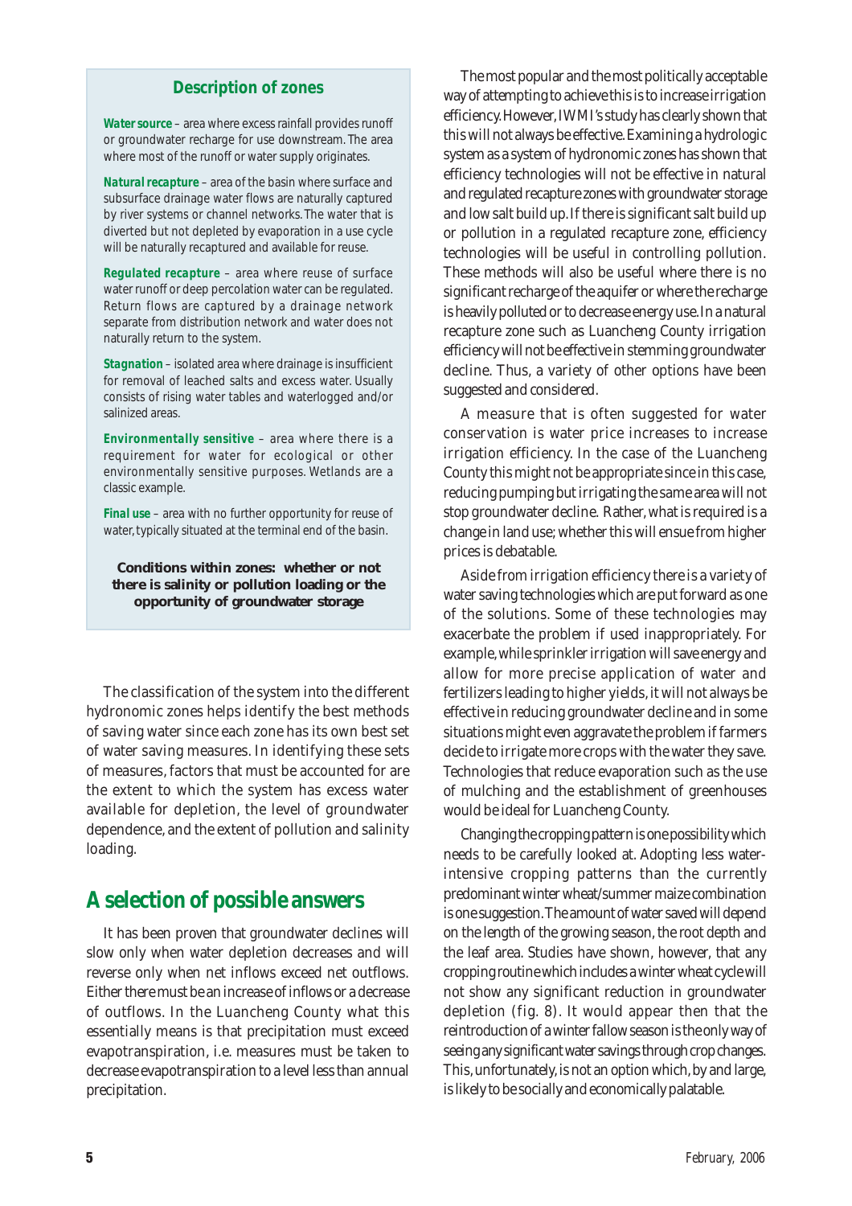## Description of zones

**Water source** – area where excess rainfall provides runoff or groundwater recharge for use downstream. The area where most of the runoff or water supply originates.

**Natural recapture** – area of the basin where surface and subsurface drainage water flows are naturally captured by river systems or channel networks. The water that is diverted but not depleted by evaporation in a use cycle will be naturally recaptured and available for reuse.

**Regulated recapture** – area where reuse of surface water runoff or deep percolation water can be regulated. Return flows are captured by a drainage network separate from distribution network and water does not naturally return to the system.

**Stagnation** – isolated area where drainage is insufficient for removal of leached salts and excess water. Usually consists of rising water tables and waterlogged and/or salinized areas.

**Environmentally sensitive** – area where there is a requirement for water for ecological or other environmentally sensitive purposes. Wetlands are a classic example.

**Final use** – area with no further opportunity for reuse of water, typically situated at the terminal end of the basin.

**Conditions within zones: whether or not there is salinity or pollution loading or the opportunity of groundwater storage**

The classification of the system into the different hydronomic zones helps identify the best methods of saving water since each zone has its own best set of water saving measures. In identifying these sets of measures, factors that must be accounted for are the extent to which the system has excess water available for depletion, the level of groundwater dependence, and the extent of pollution and salinity loading.

## A selection of possible answers

It has been proven that groundwater declines will slow only when water depletion decreases and will reverse only when net inflows exceed net outflows. Either there must be an increase of inflows or a decrease of outflows. In the Luancheng County what this essentially means is that precipitation must exceed evapotranspiration, i.e. measures must be taken to decrease evapotranspiration to a level less than annual precipitation.

The most popular and the most politically acceptable way of attempting to achieve this is to increase irrigation efficiency. However, IWMI's study has clearly shown that this will not always be effective. Examining a hydrologic system as a system of hydronomic zones has shown that efficiency technologies will not be effective in natural and regulated recapture zones with groundwater storage and low salt build up. If there is significant salt build up or pollution in a regulated recapture zone, efficiency technologies will be useful in controlling pollution. These methods will also be useful where there is no significant recharge of the aquifer or where the recharge is heavily polluted or to decrease energy use. In a natural recapture zone such as Luancheng County irrigation efficiency will not be effective in stemming groundwater decline. Thus, a variety of other options have been suggested and considered.

A measure that is often suggested for water conservation is water price increases to increase irrigation efficiency. In the case of the Luancheng County this might not be appropriate since in this case, reducing pumping but irrigating the same area will not stop groundwater decline. Rather, what is required is a change in land use; whether this will ensue from higher prices is debatable.

Aside from irrigation efficiency there is a variety of water saving technologies which are put forward as one of the solutions. Some of these technologies may exacerbate the problem if used inappropriately. For example, while sprinkler irrigation will save energy and allow for more precise application of water and fertilizers leading to higher yields, it will not always be effective in reducing groundwater decline and in some situations might even aggravate the problem if farmers decide to irrigate more crops with the water they save. Technologies that reduce evaporation such as the use of mulching and the establishment of greenhouses would be ideal for Luancheng County.

Changing the cropping pattern is one possibility which needs to be carefully looked at. Adopting less water-intensive cropping patterns than the currently predominant winter wheat/summer maize combination is one suggestion. The amount of water saved will depend on the length of the growing season, the root depth and the leaf area. Studies have shown, however, that any cropping routine which includes a winter wheat cycle will not show any significant reduction in groundwater depletion (fig. 8). It would appear then that the reintroduction of a winter fallow season is the only way of seeing any significant water savings through crop changes. This, unfortunately, is not an option which, by and large, is likely to be socially and economically palatable.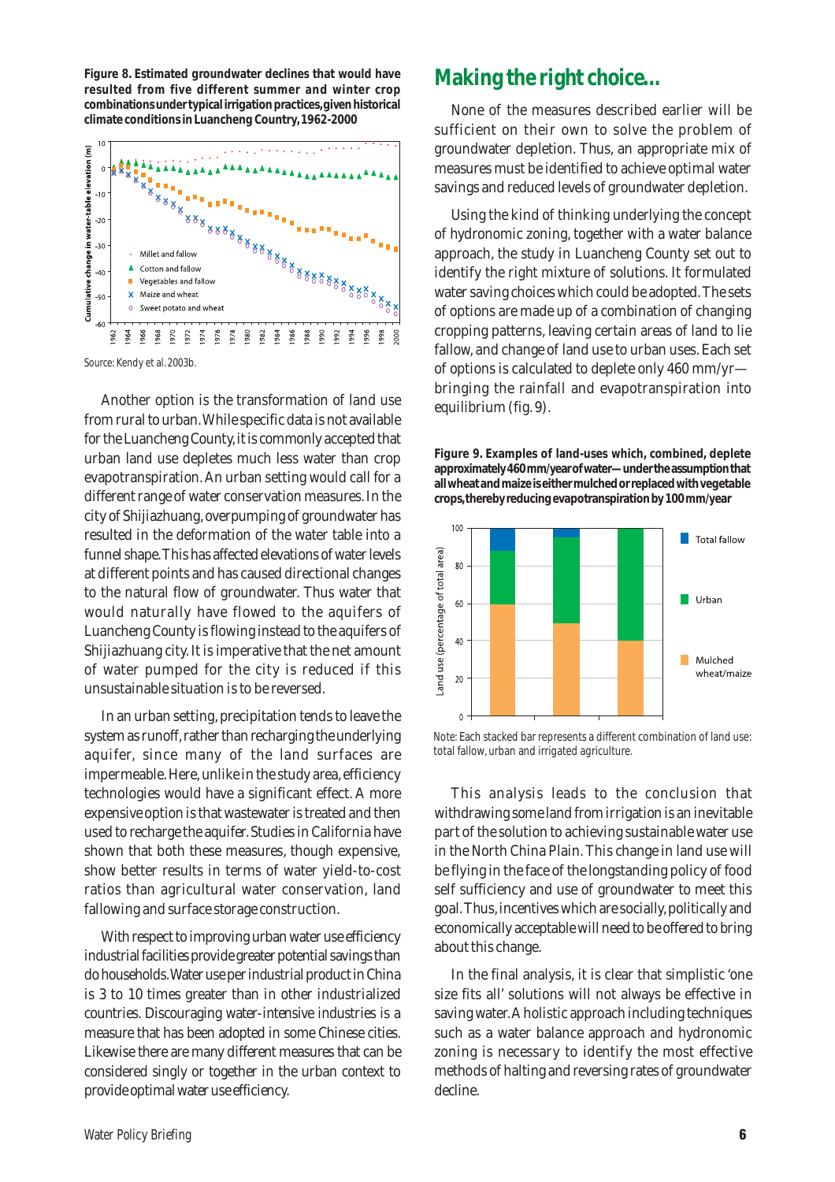**Figure 8. Estimated groundwater declines that would have resulted from five different summer and winter crop combinations under typical irrigation practices, given historical climate conditions in Luancheng Country, 1962-2000**

Source: Kendy et al. 2003b.

Another option is the transformation of land use from rural to urban. While specific data is not available for the Luancheng County, it is commonly accepted that urban land use depletes much less water than crop evapotranspiration. An urban setting would call for a different range of water conservation measures. In the city of Shijiazhuang, overpumping of groundwater has resulted in the deformation of the water table into a funnel shape. This has affected elevations of water levels at different points and has caused directional changes to the natural flow of groundwater. Thus water that would naturally have flowed to the aquifers of Luancheng County is flowing instead to the aquifers of Shijiazhuang city. It is imperative that the net amount of water pumped for the city is reduced if this unsustainable situation is to be reversed.

In an urban setting, precipitation tends to leave the system as runoff, rather than recharging the underlying aquifer, since many of the land surfaces are impermeable. Here, unlike in the study area, efficiency technologies would have a significant effect. A more expensive option is that wastewater is treated and then used to recharge the aquifer. Studies in California have shown that both these measures, though expensive, show better results in terms of water yield-to-cost ratios than agricultural water conservation, land fallowing and surface storage construction.

With respect to improving urban water use efficiency industrial facilities provide greater potential savings than do households. Water use per industrial product in China is 3 to 10 times greater than in other industrialized countries. Discouraging water-intensive industries is a measure that has been adopted in some Chinese cities. Likewise there are many different measures that can be considered singly or together in the urban context to provide optimal water use efficiency.

## Making the right choice...

None of the measures described earlier will be sufficient on their own to solve the problem of groundwater depletion. Thus, an appropriate mix of measures must be identified to achieve optimal water savings and reduced levels of groundwater depletion.

Using the kind of thinking underlying the concept of hydronomic zoning, together with a water balance approach, the study in Luancheng County set out to identify the right mixture of solutions. It formulated water saving choices which could be adopted. The sets of options are made up of a combination of changing cropping patterns, leaving certain areas of land to lie fallow, and change of land use to urban uses. Each set of options is calculated to deplete only 460 mm/yr—bringing the rainfall and evapotranspiration into equilibrium (fig. 9).

**Figure 9. Examples of land-uses which, combined, deplete approximately 460 mm/year of water—under the assumption that all wheat and maize is either mulched or replaced with vegetable crops, thereby reducing evapotranspiration by 100 mm/year**

Note: Each stacked bar represents a different combination of land use: total fallow, urban and irrigated agriculture.

This analysis leads to the conclusion that withdrawing some land from irrigation is an inevitable part of the solution to achieving sustainable water use in the North China Plain. This change in land use will be flying in the face of the longstanding policy of food self sufficiency and use of groundwater to meet this goal. Thus, incentives which are socially, politically and economically acceptable will need to be offered to bring about this change.

In the final analysis, it is clear that simplistic 'one size fits all' solutions will not always be effective in saving water. A holistic approach including techniques such as a water balance approach and hydronomic zoning is necessary to identify the most effective methods of halting and reversing rates of groundwater decline.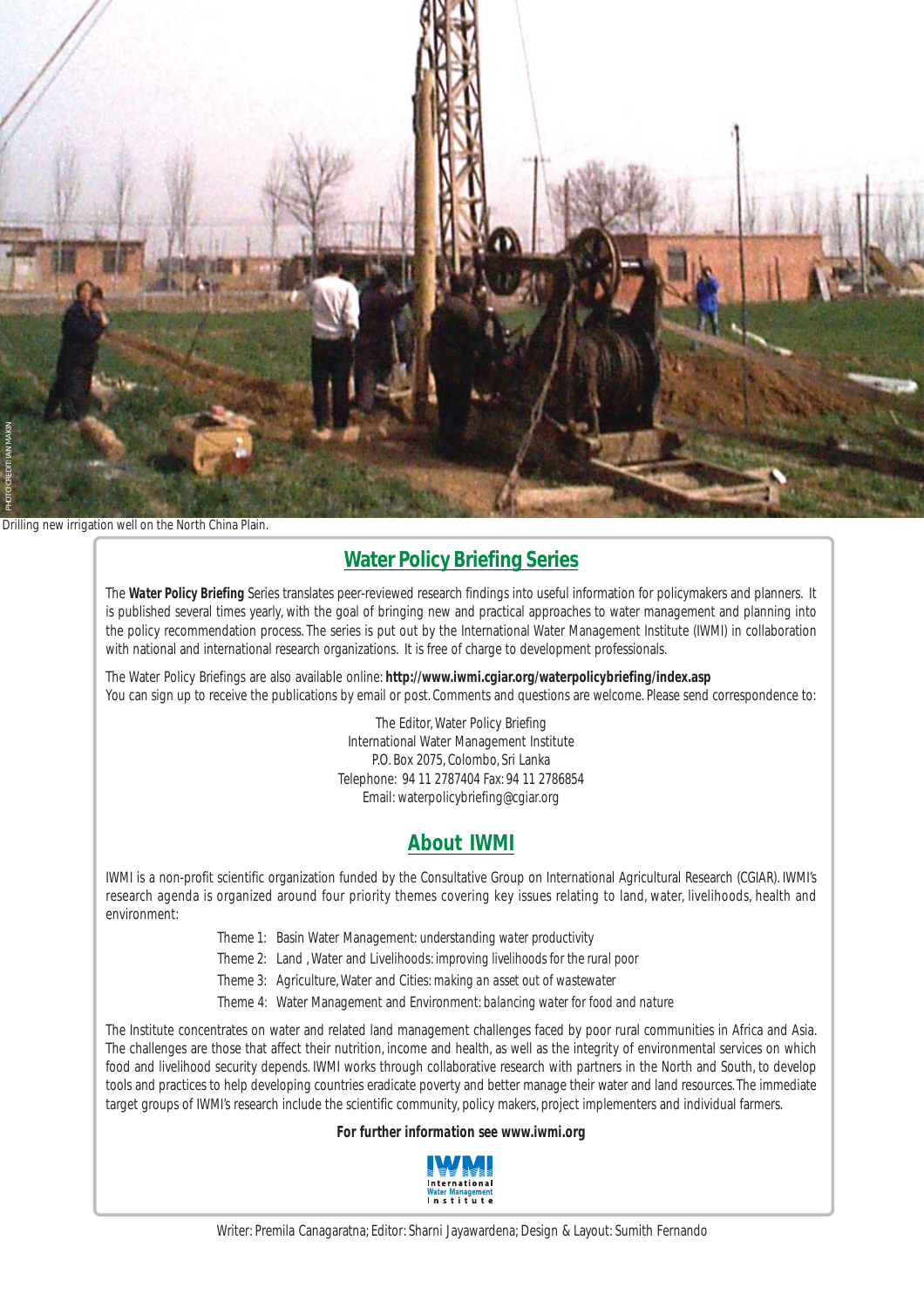PHOTO CREDIT: IAN MAKIN

Drilling new irrigation well on the North China Plain.

## Water Policy Briefing Series

The **Water Policy Briefing** Series translates peer-reviewed research findings into useful information for policymakers and planners. It is published several times yearly, with the goal of bringing new and practical approaches to water management and planning into the policy recommendation process. The series is put out by the International Water Management Institute (IWMI) in collaboration with national and international research organizations. It is free of charge to development professionals.

The Water Policy Briefings are also available online: **http://www.iwmi.cgiar.org/waterpolicybriefing/index.asp**
You can sign up to receive the publications by email or post. Comments and questions are welcome. Please send correspondence to:

The Editor, Water Policy Briefing
International Water Management Institute
P.O. Box 2075, Colombo, Sri Lanka
Telephone: 94 11 2787404 Fax: 94 11 2786854
Email: waterpolicybriefing@cgiar.org

## About IWMI

IWMI is a non-profit scientific organization funded by the Consultative Group on International Agricultural Research (CGIAR). IWMI's research agenda is organized around four priority themes covering key issues relating to land, water, livelihoods, health and environment:

- Theme 1: Basin Water Management: *understanding water productivity*
- Theme 2: Land , Water and Livelihoods: *improving livelihoods for the rural poor*
- Theme 3: Agriculture, Water and Cities: *making an asset out of wastewater*
- Theme 4: Water Management and Environment: *balancing water for food and nature*

The Institute concentrates on water and related land management challenges faced by poor rural communities in Africa and Asia. The challenges are those that affect their nutrition, income and health, as well as the integrity of environmental services on which food and livelihood security depends. IWMI works through collaborative research with partners in the North and South, to develop tools and practices to help developing countries eradicate poverty and better manage their water and land resources. The immediate target groups of IWMI's research include the scientific community, policy makers, project implementers and individual farmers.

**For further information see www.iwmi.org**

IWMI International Water Management Institute

Writer: Premila Canagaratna; Editor: Sharni Jayawardena; Design & Layout: Sumith Fernando